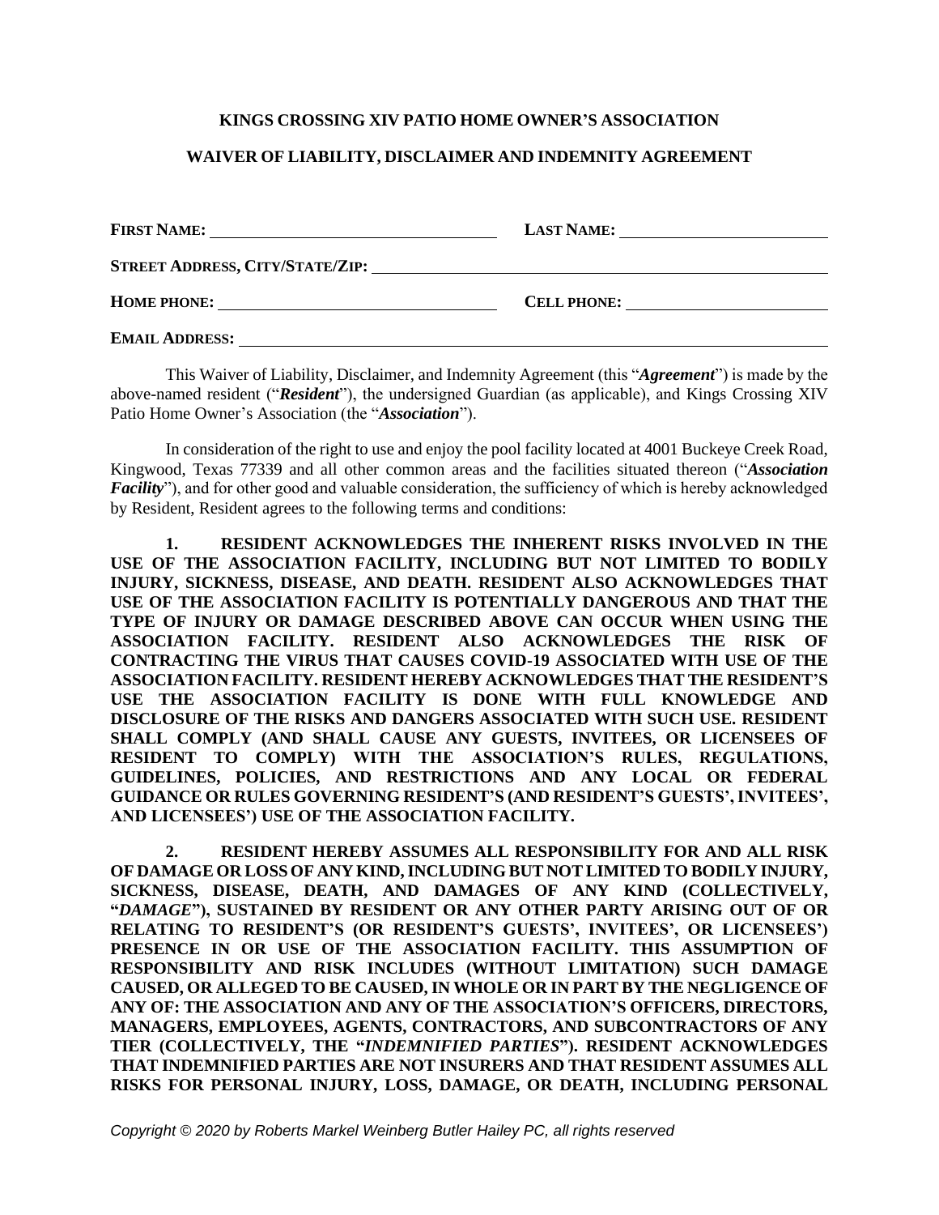**KINGS CROSSING XIV PATIO HOME OWNER'S ASSOCIATION**

**WAIVER OF LIABILITY, DISCLAIMER AND INDEMNITY AGREEMENT**

**FIRST NAME:** ______________________ **LAST NAME:** ______________________

**STREET ADDRESS, CITY/STATE/ZIP:** ______________________________________________

**HOME PHONE:** ______________________ **CELL PHONE:** ______________________

**EMAIL ADDRESS:** ______________________________________________

This Waiver of Liability, Disclaimer, and Indemnity Agreement (this "***Agreement***") is made by the above-named resident ("***Resident***"), the undersigned Guardian (as applicable), and Kings Crossing XIV Patio Home Owner's Association (the "***Association***").

In consideration of the right to use and enjoy the pool facility located at 4001 Buckeye Creek Road, Kingwood, Texas 77339 and all other common areas and the facilities situated thereon ("***Association Facility***"), and for other good and valuable consideration, the sufficiency of which is hereby acknowledged by Resident, Resident agrees to the following terms and conditions:

**1. RESIDENT ACKNOWLEDGES THE INHERENT RISKS INVOLVED IN THE USE OF THE ASSOCIATION FACILITY, INCLUDING BUT NOT LIMITED TO BODILY INJURY, SICKNESS, DISEASE, AND DEATH. RESIDENT ALSO ACKNOWLEDGES THAT USE OF THE ASSOCIATION FACILITY IS POTENTIALLY DANGEROUS AND THAT THE TYPE OF INJURY OR DAMAGE DESCRIBED ABOVE CAN OCCUR WHEN USING THE ASSOCIATION FACILITY. RESIDENT ALSO ACKNOWLEDGES THE RISK OF CONTRACTING THE VIRUS THAT CAUSES COVID-19 ASSOCIATED WITH USE OF THE ASSOCIATION FACILITY. RESIDENT HEREBY ACKNOWLEDGES THAT THE RESIDENT'S USE THE ASSOCIATION FACILITY IS DONE WITH FULL KNOWLEDGE AND DISCLOSURE OF THE RISKS AND DANGERS ASSOCIATED WITH SUCH USE. RESIDENT SHALL COMPLY (AND SHALL CAUSE ANY GUESTS, INVITEES, OR LICENSEES OF RESIDENT TO COMPLY) WITH THE ASSOCIATION'S RULES, REGULATIONS, GUIDELINES, POLICIES, AND RESTRICTIONS AND ANY LOCAL OR FEDERAL GUIDANCE OR RULES GOVERNING RESIDENT'S (AND RESIDENT'S GUESTS', INVITEES', AND LICENSEES') USE OF THE ASSOCIATION FACILITY.**

**2. RESIDENT HEREBY ASSUMES ALL RESPONSIBILITY FOR AND ALL RISK OF DAMAGE OR LOSS OF ANY KIND, INCLUDING BUT NOT LIMITED TO BODILY INJURY, SICKNESS, DISEASE, DEATH, AND DAMAGES OF ANY KIND (COLLECTIVELY, "*DAMAGE*"), SUSTAINED BY RESIDENT OR ANY OTHER PARTY ARISING OUT OF OR RELATING TO RESIDENT'S (OR RESIDENT'S GUESTS', INVITEES', OR LICENSEES') PRESENCE IN OR USE OF THE ASSOCIATION FACILITY. THIS ASSUMPTION OF RESPONSIBILITY AND RISK INCLUDES (WITHOUT LIMITATION) SUCH DAMAGE CAUSED, OR ALLEGED TO BE CAUSED, IN WHOLE OR IN PART BY THE NEGLIGENCE OF ANY OF: THE ASSOCIATION AND ANY OF THE ASSOCIATION'S OFFICERS, DIRECTORS, MANAGERS, EMPLOYEES, AGENTS, CONTRACTORS, AND SUBCONTRACTORS OF ANY TIER (COLLECTIVELY, THE "*INDEMNIFIED PARTIES*"). RESIDENT ACKNOWLEDGES THAT INDEMNIFIED PARTIES ARE NOT INSURERS AND THAT RESIDENT ASSUMES ALL RISKS FOR PERSONAL INJURY, LOSS, DAMAGE, OR DEATH, INCLUDING PERSONAL**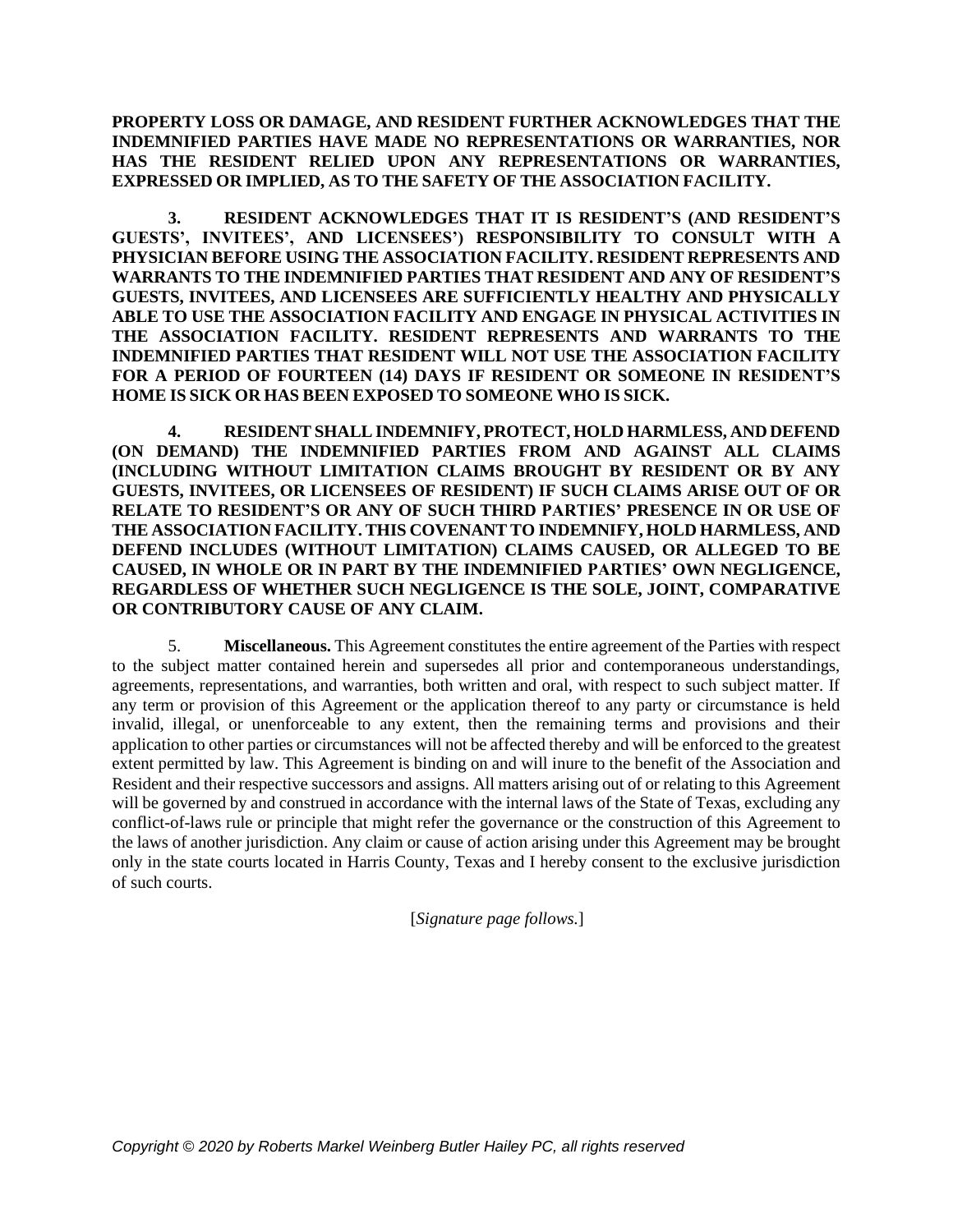**PROPERTY LOSS OR DAMAGE, AND RESIDENT FURTHER ACKNOWLEDGES THAT THE INDEMNIFIED PARTIES HAVE MADE NO REPRESENTATIONS OR WARRANTIES, NOR HAS THE RESIDENT RELIED UPON ANY REPRESENTATIONS OR WARRANTIES, EXPRESSED OR IMPLIED, AS TO THE SAFETY OF THE ASSOCIATION FACILITY.**

**3. RESIDENT ACKNOWLEDGES THAT IT IS RESIDENT'S (AND RESIDENT'S GUESTS', INVITEES', AND LICENSEES') RESPONSIBILITY TO CONSULT WITH A PHYSICIAN BEFORE USING THE ASSOCIATION FACILITY. RESIDENT REPRESENTS AND WARRANTS TO THE INDEMNIFIED PARTIES THAT RESIDENT AND ANY OF RESIDENT'S GUESTS, INVITEES, AND LICENSEES ARE SUFFICIENTLY HEALTHY AND PHYSICALLY ABLE TO USE THE ASSOCIATION FACILITY AND ENGAGE IN PHYSICAL ACTIVITIES IN THE ASSOCIATION FACILITY. RESIDENT REPRESENTS AND WARRANTS TO THE INDEMNIFIED PARTIES THAT RESIDENT WILL NOT USE THE ASSOCIATION FACILITY FOR A PERIOD OF FOURTEEN (14) DAYS IF RESIDENT OR SOMEONE IN RESIDENT'S HOME IS SICK OR HAS BEEN EXPOSED TO SOMEONE WHO IS SICK.**

**4. RESIDENT SHALL INDEMNIFY, PROTECT, HOLD HARMLESS, AND DEFEND (ON DEMAND) THE INDEMNIFIED PARTIES FROM AND AGAINST ALL CLAIMS (INCLUDING WITHOUT LIMITATION CLAIMS BROUGHT BY RESIDENT OR BY ANY GUESTS, INVITEES, OR LICENSEES OF RESIDENT) IF SUCH CLAIMS ARISE OUT OF OR RELATE TO RESIDENT'S OR ANY OF SUCH THIRD PARTIES' PRESENCE IN OR USE OF THE ASSOCIATION FACILITY. THIS COVENANT TO INDEMNIFY, HOLD HARMLESS, AND DEFEND INCLUDES (WITHOUT LIMITATION) CLAIMS CAUSED, OR ALLEGED TO BE CAUSED, IN WHOLE OR IN PART BY THE INDEMNIFIED PARTIES' OWN NEGLIGENCE, REGARDLESS OF WHETHER SUCH NEGLIGENCE IS THE SOLE, JOINT, COMPARATIVE OR CONTRIBUTORY CAUSE OF ANY CLAIM.**

5. **Miscellaneous.** This Agreement constitutes the entire agreement of the Parties with respect to the subject matter contained herein and supersedes all prior and contemporaneous understandings, agreements, representations, and warranties, both written and oral, with respect to such subject matter. If any term or provision of this Agreement or the application thereof to any party or circumstance is held invalid, illegal, or unenforceable to any extent, then the remaining terms and provisions and their application to other parties or circumstances will not be affected thereby and will be enforced to the greatest extent permitted by law. This Agreement is binding on and will inure to the benefit of the Association and Resident and their respective successors and assigns. All matters arising out of or relating to this Agreement will be governed by and construed in accordance with the internal laws of the State of Texas, excluding any conflict-of-laws rule or principle that might refer the governance or the construction of this Agreement to the laws of another jurisdiction. Any claim or cause of action arising under this Agreement may be brought only in the state courts located in Harris County, Texas and I hereby consent to the exclusive jurisdiction of such courts.

[*Signature page follows.*]

*Copyright © 2020 by Roberts Markel Weinberg Butler Hailey PC, all rights reserved*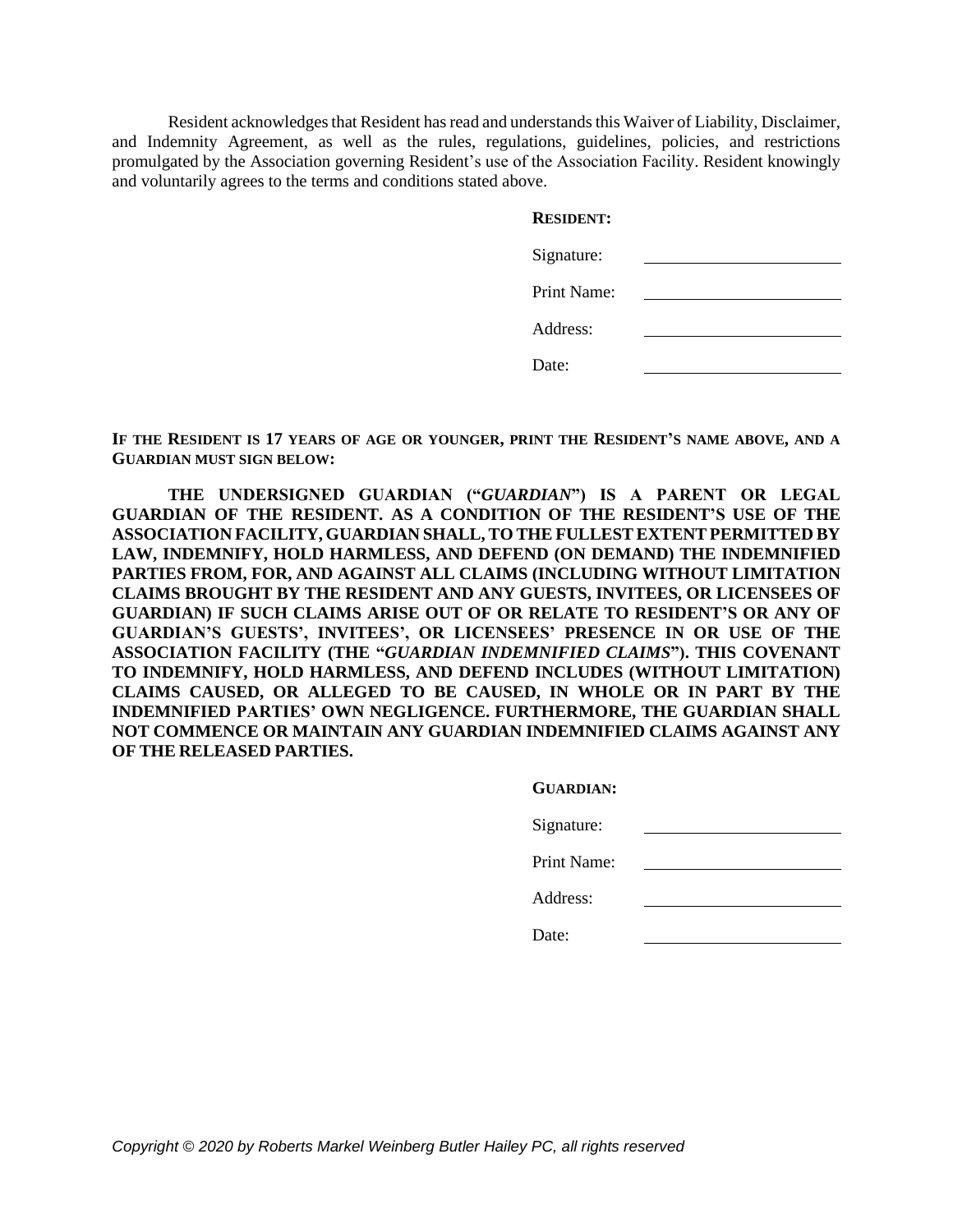Resident acknowledges that Resident has read and understands this Waiver of Liability, Disclaimer, and Indemnity Agreement, as well as the rules, regulations, guidelines, policies, and restrictions promulgated by the Association governing Resident's use of the Association Facility. Resident knowingly and voluntarily agrees to the terms and conditions stated above.

**RESIDENT:**

Signature: ______________________

Print Name: ______________________

Address: ______________________

Date: ______________________

**IF THE RESIDENT IS 17 YEARS OF AGE OR YOUNGER, PRINT THE RESIDENT'S NAME ABOVE, AND A GUARDIAN MUST SIGN BELOW:**

**THE UNDERSIGNED GUARDIAN ("*GUARDIAN*") IS A PARENT OR LEGAL GUARDIAN OF THE RESIDENT. AS A CONDITION OF THE RESIDENT'S USE OF THE ASSOCIATION FACILITY, GUARDIAN SHALL, TO THE FULLEST EXTENT PERMITTED BY LAW, INDEMNIFY, HOLD HARMLESS, AND DEFEND (ON DEMAND) THE INDEMNIFIED PARTIES FROM, FOR, AND AGAINST ALL CLAIMS (INCLUDING WITHOUT LIMITATION CLAIMS BROUGHT BY THE RESIDENT AND ANY GUESTS, INVITEES, OR LICENSEES OF GUARDIAN) IF SUCH CLAIMS ARISE OUT OF OR RELATE TO RESIDENT'S OR ANY OF GUARDIAN'S GUESTS', INVITEES', OR LICENSEES' PRESENCE IN OR USE OF THE ASSOCIATION FACILITY (THE "*GUARDIAN INDEMNIFIED CLAIMS*"). THIS COVENANT TO INDEMNIFY, HOLD HARMLESS, AND DEFEND INCLUDES (WITHOUT LIMITATION) CLAIMS CAUSED, OR ALLEGED TO BE CAUSED, IN WHOLE OR IN PART BY THE INDEMNIFIED PARTIES' OWN NEGLIGENCE. FURTHERMORE, THE GUARDIAN SHALL NOT COMMENCE OR MAINTAIN ANY GUARDIAN INDEMNIFIED CLAIMS AGAINST ANY OF THE RELEASED PARTIES.**

**GUARDIAN:**

Signature: ______________________

Print Name: ______________________

Address: ______________________

Date: ______________________

*Copyright © 2020 by Roberts Markel Weinberg Butler Hailey PC, all rights reserved*